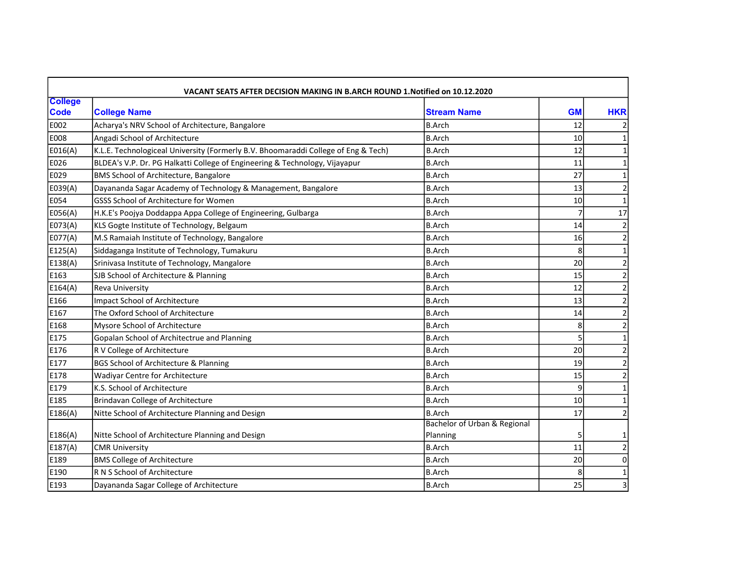| VACANT SEATS AFTER DECISION MAKING IN B.ARCH ROUND 1.Notified on 10.12.2020 | | | | |
|---|---|---|---|---|
| **College Code** | **College Name** | **Stream Name** | **GM** | **HKR** |
| E002 | Acharya's NRV School of Architecture, Bangalore | B.Arch | 12 | 2 |
| E008 | Angadi School of Architecture | B.Arch | 10 | 1 |
| E016(A) | K.L.E. Technologiceal University (Formerly B.V. Bhoomaraddi College of Eng & Tech) | B.Arch | 12 | 1 |
| E026 | BLDEA's V.P. Dr. PG Halkatti College of Engineering & Technology, Vijayapur | B.Arch | 11 | 1 |
| E029 | BMS School of Architecture, Bangalore | B.Arch | 27 | 1 |
| E039(A) | Dayananda Sagar Academy of Technology & Management, Bangalore | B.Arch | 13 | 2 |
| E054 | GSSS School of Architecture for Women | B.Arch | 10 | 1 |
| E056(A) | H.K.E's Poojya Doddappa Appa College of Engineering, Gulbarga | B.Arch | 7 | 17 |
| E073(A) | KLS Gogte Institute of Technology, Belgaum | B.Arch | 14 | 2 |
| E077(A) | M.S Ramaiah Institute of Technology, Bangalore | B.Arch | 16 | 2 |
| E125(A) | Siddaganga Institute of Technology, Tumakuru | B.Arch | 8 | 1 |
| E138(A) | Srinivasa Institute of Technology, Mangalore | B.Arch | 20 | 2 |
| E163 | SJB School of Architecture & Planning | B.Arch | 15 | 2 |
| E164(A) | Reva University | B.Arch | 12 | 2 |
| E166 | Impact School of Architecture | B.Arch | 13 | 2 |
| E167 | The Oxford School of Architecture | B.Arch | 14 | 2 |
| E168 | Mysore School of Architecture | B.Arch | 8 | 2 |
| E175 | Gopalan School of Architectrue and Planning | B.Arch | 5 | 1 |
| E176 | R V College of Architecture | B.Arch | 20 | 2 |
| E177 | BGS School of Architecture & Planning | B.Arch | 19 | 2 |
| E178 | Wadiyar Centre for Architecture | B.Arch | 15 | 2 |
| E179 | K.S. School of Architecture | B.Arch | 9 | 1 |
| E185 | Brindavan College of Architecture | B.Arch | 10 | 1 |
| E186(A) | Nitte School of Architecture Planning and Design | B.Arch | 17 | 2 |
| E186(A) | Nitte School of Architecture Planning and Design | Bachelor of Urban & Regional Planning | 5 | 1 |
| E187(A) | CMR University | B.Arch | 11 | 2 |
| E189 | BMS College of Architecture | B.Arch | 20 | 0 |
| E190 | R N S School of Architecture | B.Arch | 8 | 1 |
| E193 | Dayananda Sagar College of Architecture | B.Arch | 25 | 3 |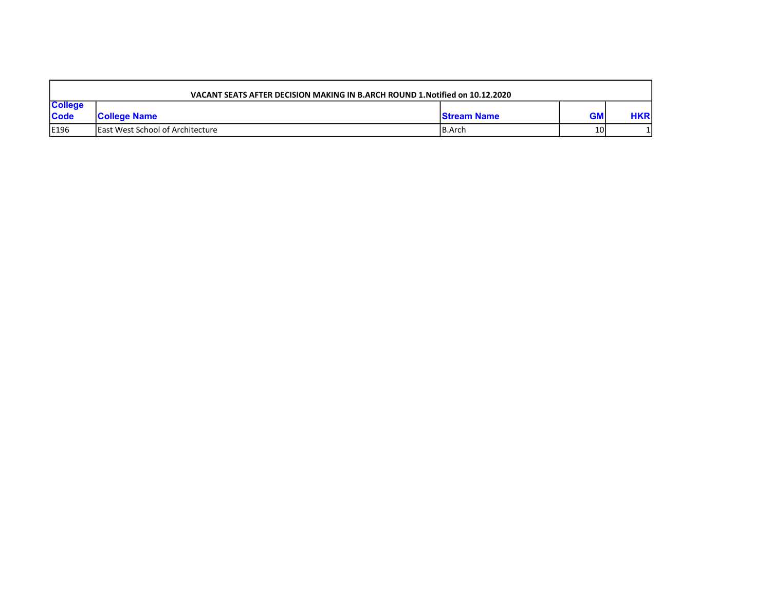| VACANT SEATS AFTER DECISION MAKING IN B.ARCH ROUND 1.Notified on 10.12.2020 | | | | |
|---|---|---|---|---|
| College Code | College Name | Stream Name | GM | HKR |
| E196 | East West School of Architecture | B.Arch | 10 | 1 |